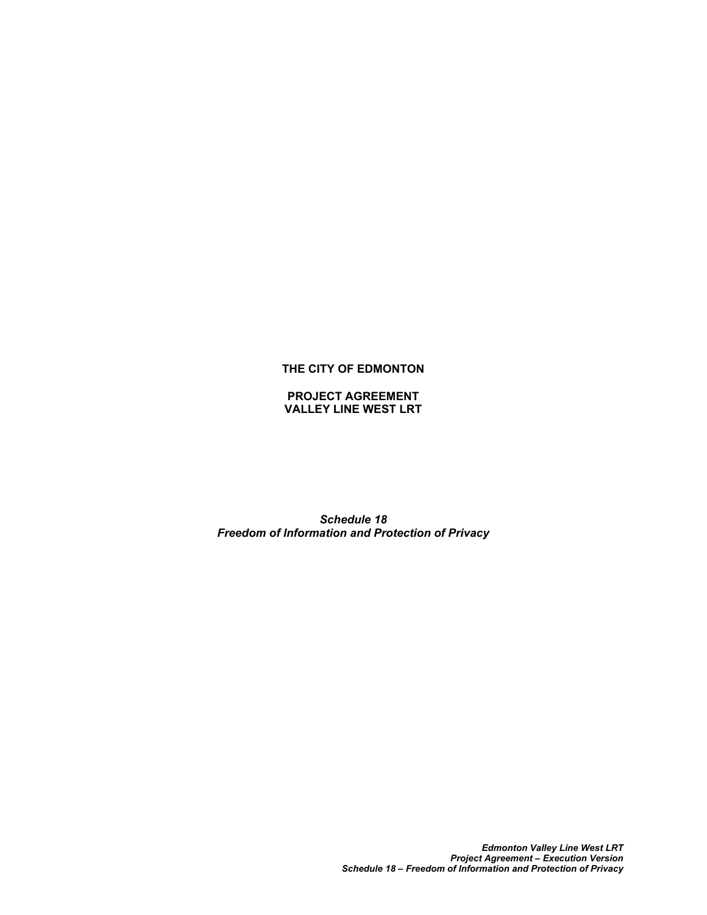**THE CITY OF EDMONTON**

**PROJECT AGREEMENT**
**VALLEY LINE WEST LRT**

***Schedule 18***
***Freedom of Information and Protection of Privacy***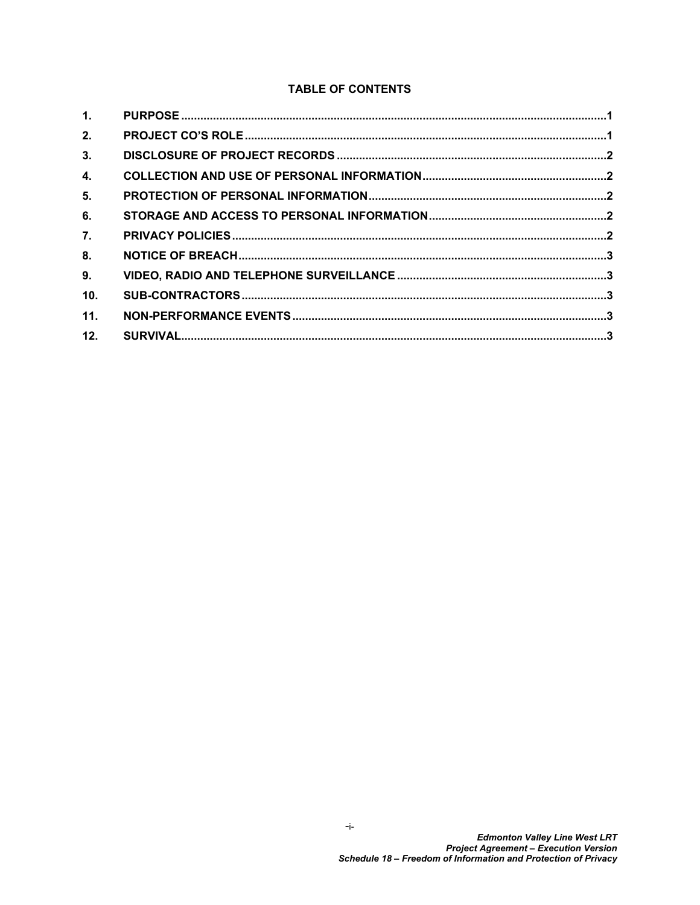## TABLE OF CONTENTS

| | | |
|---|---|---|
| **1.** | **PURPOSE** | **1** |
| **2.** | **PROJECT CO'S ROLE** | **1** |
| **3.** | **DISCLOSURE OF PROJECT RECORDS** | **2** |
| **4.** | **COLLECTION AND USE OF PERSONAL INFORMATION** | **2** |
| **5.** | **PROTECTION OF PERSONAL INFORMATION** | **2** |
| **6.** | **STORAGE AND ACCESS TO PERSONAL INFORMATION** | **2** |
| **7.** | **PRIVACY POLICIES** | **2** |
| **8.** | **NOTICE OF BREACH** | **3** |
| **9.** | **VIDEO, RADIO AND TELEPHONE SURVEILLANCE** | **3** |
| **10.** | **SUB-CONTRACTORS** | **3** |
| **11.** | **NON-PERFORMANCE EVENTS** | **3** |
| **12.** | **SURVIVAL** | **3** |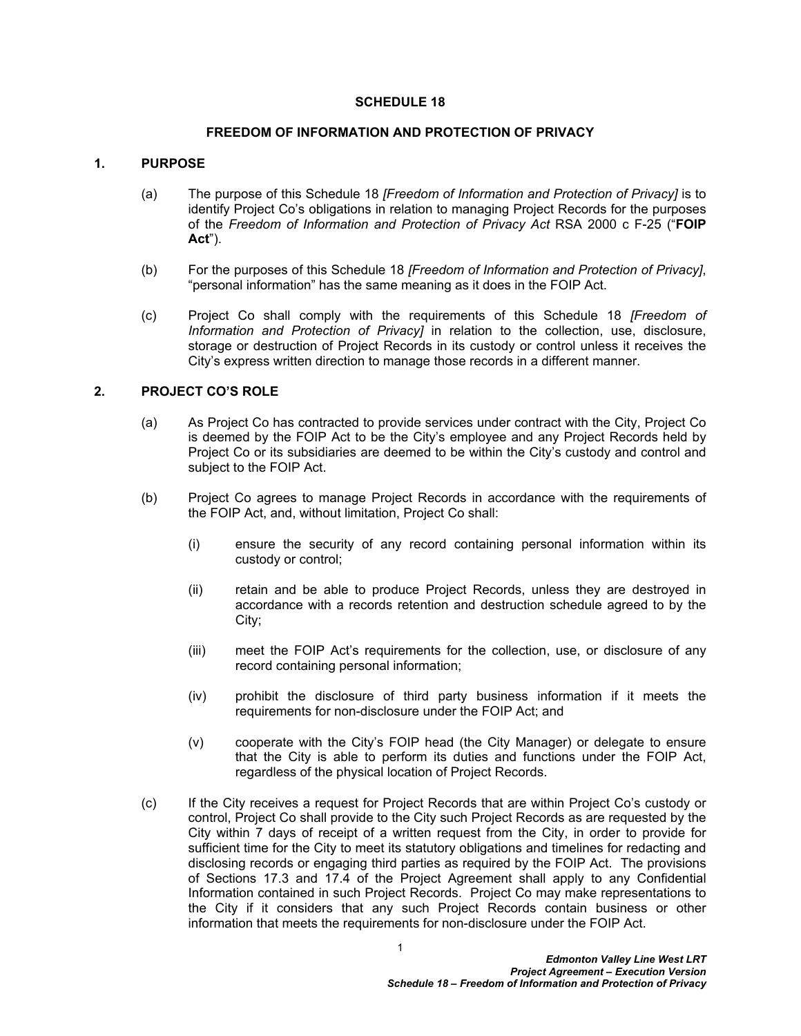# SCHEDULE 18

## FREEDOM OF INFORMATION AND PROTECTION OF PRIVACY

### 1. PURPOSE

(a) The purpose of this Schedule 18 *[Freedom of Information and Protection of Privacy]* is to identify Project Co's obligations in relation to managing Project Records for the purposes of the *Freedom of Information and Protection of Privacy Act* RSA 2000 c F-25 ("**FOIP Act**").

(b) For the purposes of this Schedule 18 *[Freedom of Information and Protection of Privacy]*, "personal information" has the same meaning as it does in the FOIP Act.

(c) Project Co shall comply with the requirements of this Schedule 18 *[Freedom of Information and Protection of Privacy]* in relation to the collection, use, disclosure, storage or destruction of Project Records in its custody or control unless it receives the City's express written direction to manage those records in a different manner.

### 2. PROJECT CO'S ROLE

(a) As Project Co has contracted to provide services under contract with the City, Project Co is deemed by the FOIP Act to be the City's employee and any Project Records held by Project Co or its subsidiaries are deemed to be within the City's custody and control and subject to the FOIP Act.

(b) Project Co agrees to manage Project Records in accordance with the requirements of the FOIP Act, and, without limitation, Project Co shall:

(i) ensure the security of any record containing personal information within its custody or control;

(ii) retain and be able to produce Project Records, unless they are destroyed in accordance with a records retention and destruction schedule agreed to by the City;

(iii) meet the FOIP Act's requirements for the collection, use, or disclosure of any record containing personal information;

(iv) prohibit the disclosure of third party business information if it meets the requirements for non-disclosure under the FOIP Act; and

(v) cooperate with the City's FOIP head (the City Manager) or delegate to ensure that the City is able to perform its duties and functions under the FOIP Act, regardless of the physical location of Project Records.

(c) If the City receives a request for Project Records that are within Project Co's custody or control, Project Co shall provide to the City such Project Records as are requested by the City within 7 days of receipt of a written request from the City, in order to provide for sufficient time for the City to meet its statutory obligations and timelines for redacting and disclosing records or engaging third parties as required by the FOIP Act. The provisions of Sections 17.3 and 17.4 of the Project Agreement shall apply to any Confidential Information contained in such Project Records. Project Co may make representations to the City if it considers that any such Project Records contain business or other information that meets the requirements for non-disclosure under the FOIP Act.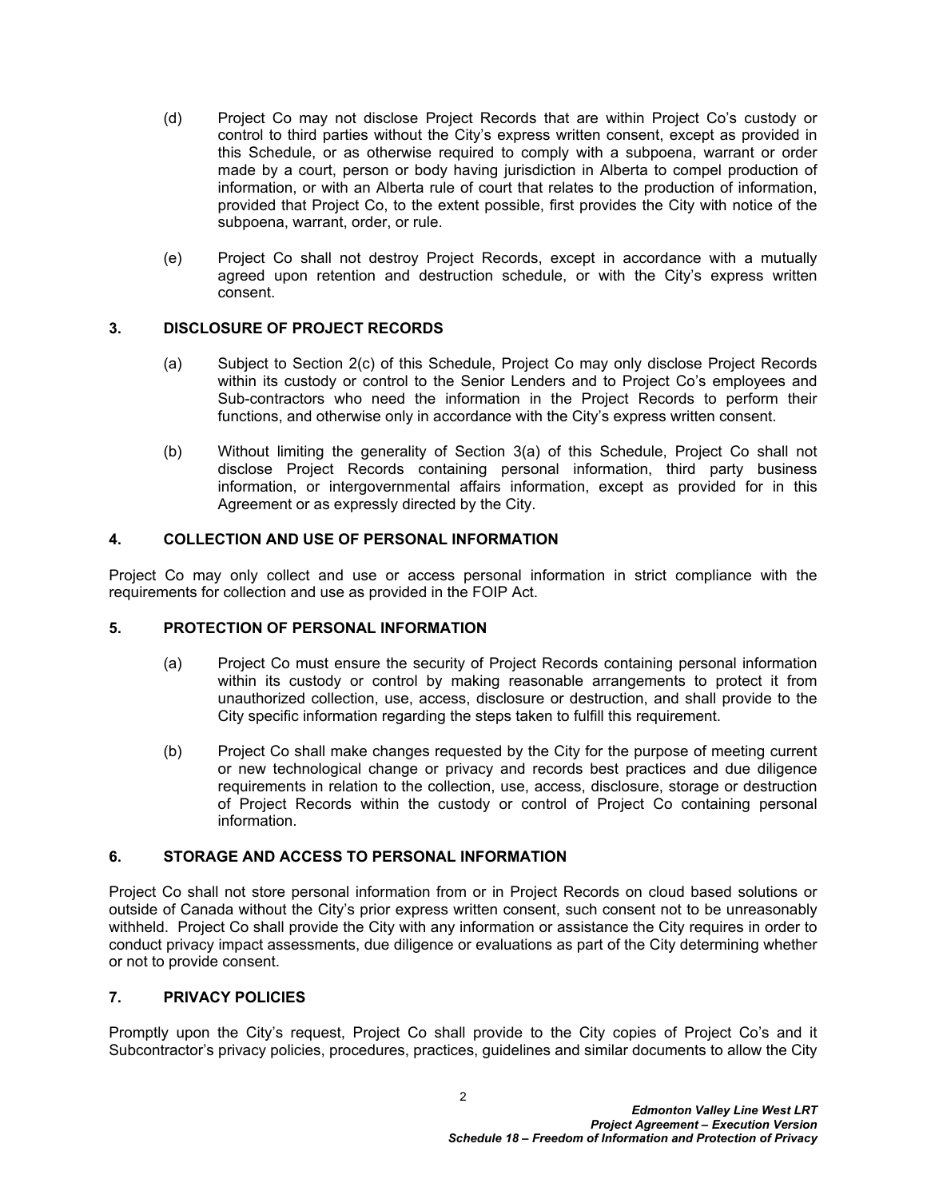(d) Project Co may not disclose Project Records that are within Project Co's custody or control to third parties without the City's express written consent, except as provided in this Schedule, or as otherwise required to comply with a subpoena, warrant or order made by a court, person or body having jurisdiction in Alberta to compel production of information, or with an Alberta rule of court that relates to the production of information, provided that Project Co, to the extent possible, first provides the City with notice of the subpoena, warrant, order, or rule.

(e) Project Co shall not destroy Project Records, except in accordance with a mutually agreed upon retention and destruction schedule, or with the City's express written consent.

## 3. DISCLOSURE OF PROJECT RECORDS

(a) Subject to Section 2(c) of this Schedule, Project Co may only disclose Project Records within its custody or control to the Senior Lenders and to Project Co's employees and Sub-contractors who need the information in the Project Records to perform their functions, and otherwise only in accordance with the City's express written consent.

(b) Without limiting the generality of Section 3(a) of this Schedule, Project Co shall not disclose Project Records containing personal information, third party business information, or intergovernmental affairs information, except as provided for in this Agreement or as expressly directed by the City.

## 4. COLLECTION AND USE OF PERSONAL INFORMATION

Project Co may only collect and use or access personal information in strict compliance with the requirements for collection and use as provided in the FOIP Act.

## 5. PROTECTION OF PERSONAL INFORMATION

(a) Project Co must ensure the security of Project Records containing personal information within its custody or control by making reasonable arrangements to protect it from unauthorized collection, use, access, disclosure or destruction, and shall provide to the City specific information regarding the steps taken to fulfill this requirement.

(b) Project Co shall make changes requested by the City for the purpose of meeting current or new technological change or privacy and records best practices and due diligence requirements in relation to the collection, use, access, disclosure, storage or destruction of Project Records within the custody or control of Project Co containing personal information.

## 6. STORAGE AND ACCESS TO PERSONAL INFORMATION

Project Co shall not store personal information from or in Project Records on cloud based solutions or outside of Canada without the City's prior express written consent, such consent not to be unreasonably withheld. Project Co shall provide the City with any information or assistance the City requires in order to conduct privacy impact assessments, due diligence or evaluations as part of the City determining whether or not to provide consent.

## 7. PRIVACY POLICIES

Promptly upon the City's request, Project Co shall provide to the City copies of Project Co's and it Subcontractor's privacy policies, procedures, practices, guidelines and similar documents to allow the City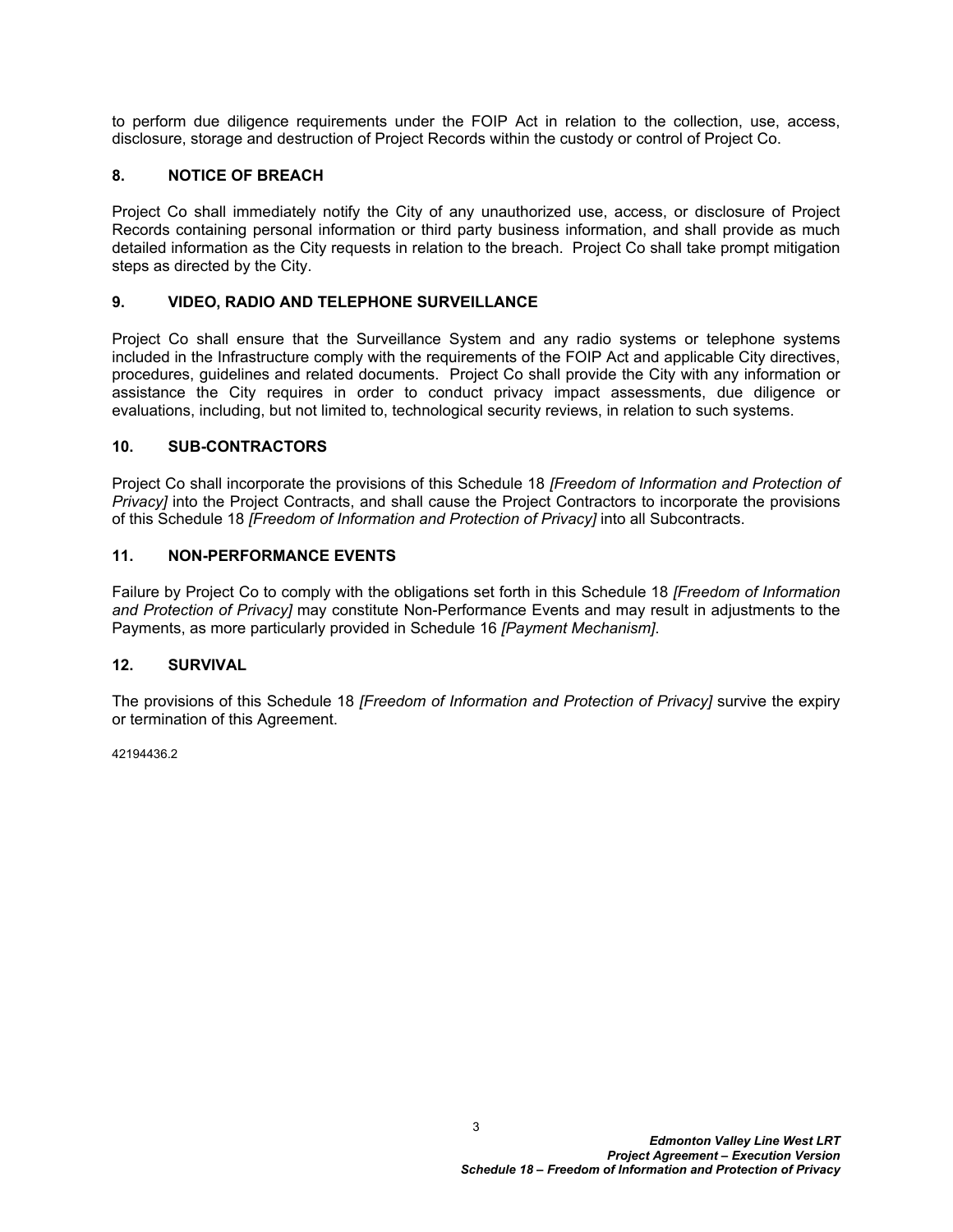to perform due diligence requirements under the FOIP Act in relation to the collection, use, access, disclosure, storage and destruction of Project Records within the custody or control of Project Co.

## 8. NOTICE OF BREACH

Project Co shall immediately notify the City of any unauthorized use, access, or disclosure of Project Records containing personal information or third party business information, and shall provide as much detailed information as the City requests in relation to the breach. Project Co shall take prompt mitigation steps as directed by the City.

## 9. VIDEO, RADIO AND TELEPHONE SURVEILLANCE

Project Co shall ensure that the Surveillance System and any radio systems or telephone systems included in the Infrastructure comply with the requirements of the FOIP Act and applicable City directives, procedures, guidelines and related documents. Project Co shall provide the City with any information or assistance the City requires in order to conduct privacy impact assessments, due diligence or evaluations, including, but not limited to, technological security reviews, in relation to such systems.

## 10. SUB-CONTRACTORS

Project Co shall incorporate the provisions of this Schedule 18 *[Freedom of Information and Protection of Privacy]* into the Project Contracts, and shall cause the Project Contractors to incorporate the provisions of this Schedule 18 *[Freedom of Information and Protection of Privacy]* into all Subcontracts.

## 11. NON-PERFORMANCE EVENTS

Failure by Project Co to comply with the obligations set forth in this Schedule 18 *[Freedom of Information and Protection of Privacy]* may constitute Non-Performance Events and may result in adjustments to the Payments, as more particularly provided in Schedule 16 *[Payment Mechanism]*.

## 12. SURVIVAL

The provisions of this Schedule 18 *[Freedom of Information and Protection of Privacy]* survive the expiry or termination of this Agreement.

42194436.2